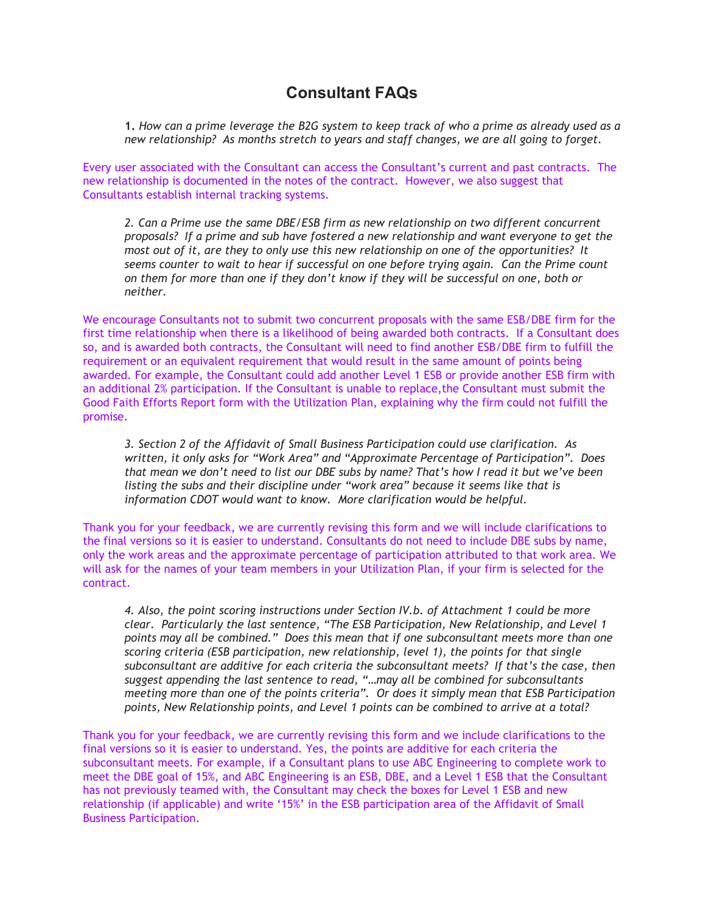# Consultant FAQs

**1.** *How can a prime leverage the B2G system to keep track of who a prime as already used as a new relationship? As months stretch to years and staff changes, we are all going to forget.*

Every user associated with the Consultant can access the Consultant's current and past contracts. The new relationship is documented in the notes of the contract. However, we also suggest that Consultants establish internal tracking systems.

*2. Can a Prime use the same DBE/ESB firm as new relationship on two different concurrent proposals? If a prime and sub have fostered a new relationship and want everyone to get the most out of it, are they to only use this new relationship on one of the opportunities? It seems counter to wait to hear if successful on one before trying again. Can the Prime count on them for more than one if they don't know if they will be successful on one, both or neither.*

We encourage Consultants not to submit two concurrent proposals with the same ESB/DBE firm for the first time relationship when there is a likelihood of being awarded both contracts. If a Consultant does so, and is awarded both contracts, the Consultant will need to find another ESB/DBE firm to fulfill the requirement or an equivalent requirement that would result in the same amount of points being awarded. For example, the Consultant could add another Level 1 ESB or provide another ESB firm with an additional 2% participation. If the Consultant is unable to replace,the Consultant must submit the Good Faith Efforts Report form with the Utilization Plan, explaining why the firm could not fulfill the promise.

*3. Section 2 of the Affidavit of Small Business Participation could use clarification. As written, it only asks for "Work Area" and "Approximate Percentage of Participation". Does that mean we don't need to list our DBE subs by name? That's how I read it but we've been listing the subs and their discipline under "work area" because it seems like that is information CDOT would want to know. More clarification would be helpful.*

Thank you for your feedback, we are currently revising this form and we will include clarifications to the final versions so it is easier to understand. Consultants do not need to include DBE subs by name, only the work areas and the approximate percentage of participation attributed to that work area. We will ask for the names of your team members in your Utilization Plan, if your firm is selected for the contract.

*4. Also, the point scoring instructions under Section IV.b. of Attachment 1 could be more clear. Particularly the last sentence, "The ESB Participation, New Relationship, and Level 1 points may all be combined." Does this mean that if one subconsultant meets more than one scoring criteria (ESB participation, new relationship, level 1), the points for that single subconsultant are additive for each criteria the subconsultant meets? If that's the case, then suggest appending the last sentence to read, "…may all be combined for subconsultants meeting more than one of the points criteria". Or does it simply mean that ESB Participation points, New Relationship points, and Level 1 points can be combined to arrive at a total?*

Thank you for your feedback, we are currently revising this form and we include clarifications to the final versions so it is easier to understand. Yes, the points are additive for each criteria the subconsultant meets. For example, if a Consultant plans to use ABC Engineering to complete work to meet the DBE goal of 15%, and ABC Engineering is an ESB, DBE, and a Level 1 ESB that the Consultant has not previously teamed with, the Consultant may check the boxes for Level 1 ESB and new relationship (if applicable) and write '15%' in the ESB participation area of the Affidavit of Small Business Participation.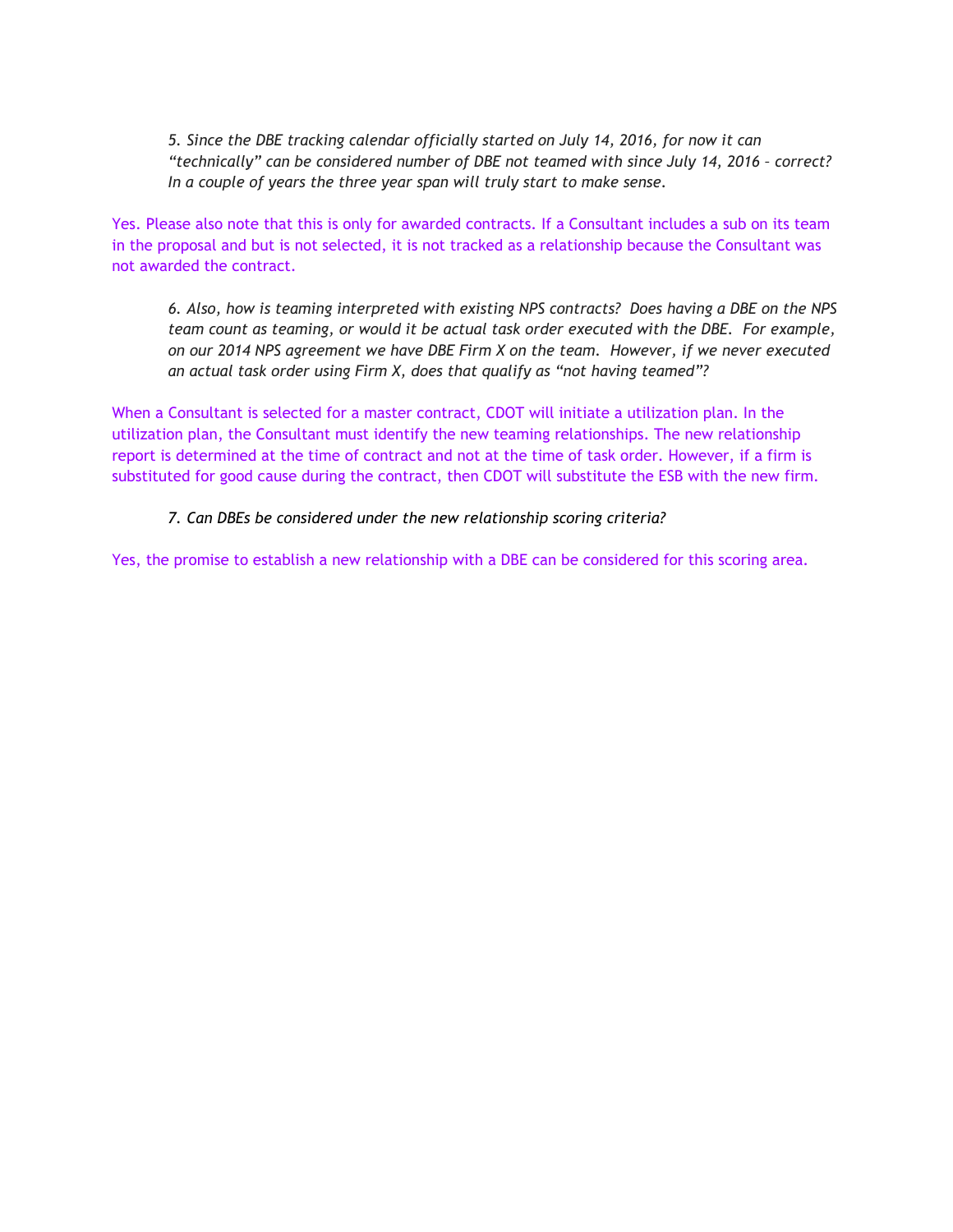*5. Since the DBE tracking calendar officially started on July 14, 2016, for now it can "technically" can be considered number of DBE not teamed with since July 14, 2016 – correct? In a couple of years the three year span will truly start to make sense.*

Yes. Please also note that this is only for awarded contracts. If a Consultant includes a sub on its team in the proposal and but is not selected, it is not tracked as a relationship because the Consultant was not awarded the contract.

*6. Also, how is teaming interpreted with existing NPS contracts? Does having a DBE on the NPS team count as teaming, or would it be actual task order executed with the DBE. For example, on our 2014 NPS agreement we have DBE Firm X on the team. However, if we never executed an actual task order using Firm X, does that qualify as "not having teamed"?*

When a Consultant is selected for a master contract, CDOT will initiate a utilization plan. In the utilization plan, the Consultant must identify the new teaming relationships. The new relationship report is determined at the time of contract and not at the time of task order. However, if a firm is substituted for good cause during the contract, then CDOT will substitute the ESB with the new firm.

*7. Can DBEs be considered under the new relationship scoring criteria?*

Yes, the promise to establish a new relationship with a DBE can be considered for this scoring area.